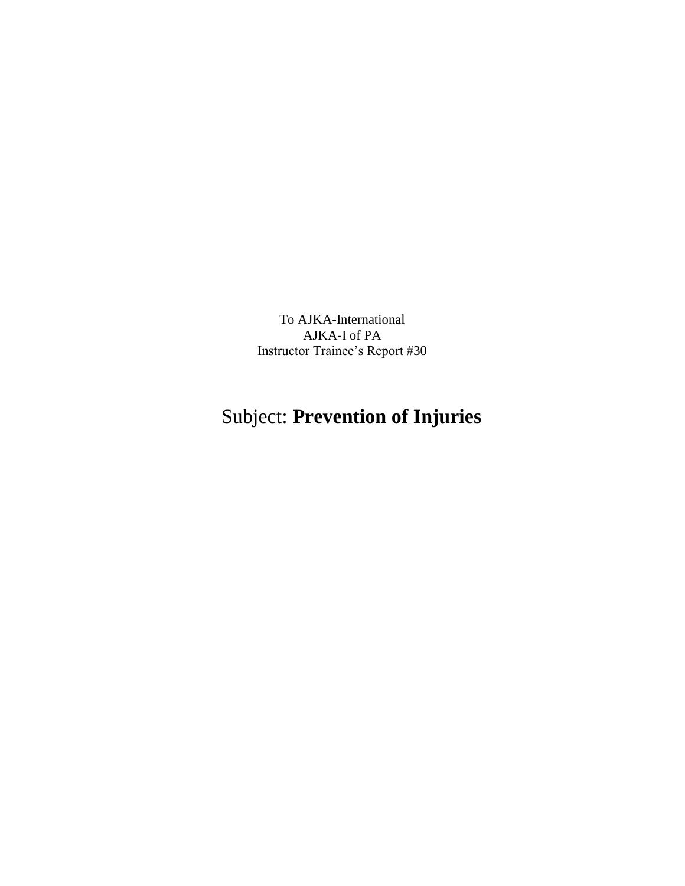To AJKA-International
AJKA-I of PA
Instructor Trainee's Report #30

# Subject: **Prevention of Injuries**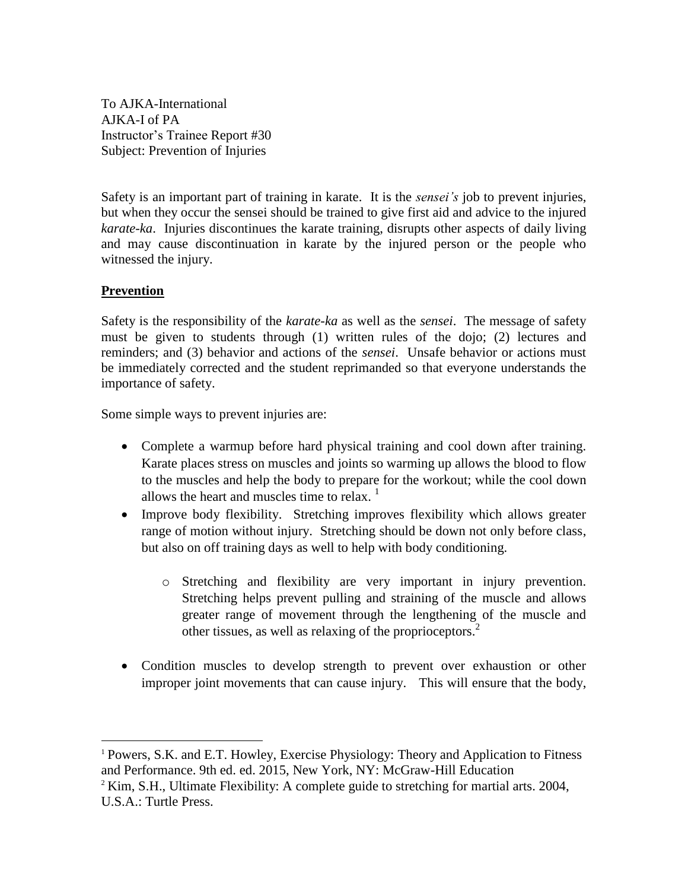To AJKA-International
AJKA-I of PA
Instructor's Trainee Report #30
Subject: Prevention of Injuries

Safety is an important part of training in karate. It is the *sensei's* job to prevent injuries, but when they occur the sensei should be trained to give first aid and advice to the injured *karate-ka*. Injuries discontinues the karate training, disrupts other aspects of daily living and may cause discontinuation in karate by the injured person or the people who witnessed the injury.

**Prevention**

Safety is the responsibility of the *karate-ka* as well as the *sensei*. The message of safety must be given to students through (1) written rules of the dojo; (2) lectures and reminders; and (3) behavior and actions of the *sensei*. Unsafe behavior or actions must be immediately corrected and the student reprimanded so that everyone understands the importance of safety.

Some simple ways to prevent injuries are:

- Complete a warmup before hard physical training and cool down after training. Karate places stress on muscles and joints so warming up allows the blood to flow to the muscles and help the body to prepare for the workout; while the cool down allows the heart and muscles time to relax. [1]
- Improve body flexibility. Stretching improves flexibility which allows greater range of motion without injury. Stretching should be down not only before class, but also on off training days as well to help with body conditioning.
  - Stretching and flexibility are very important in injury prevention. Stretching helps prevent pulling and straining of the muscle and allows greater range of movement through the lengthening of the muscle and other tissues, as well as relaxing of the proprioceptors.[2]
- Condition muscles to develop strength to prevent over exhaustion or other improper joint movements that can cause injury. This will ensure that the body,

---

[1] Powers, S.K. and E.T. Howley, Exercise Physiology: Theory and Application to Fitness and Performance. 9th ed. ed. 2015, New York, NY: McGraw-Hill Education

[2] Kim, S.H., Ultimate Flexibility: A complete guide to stretching for martial arts. 2004, U.S.A.: Turtle Press.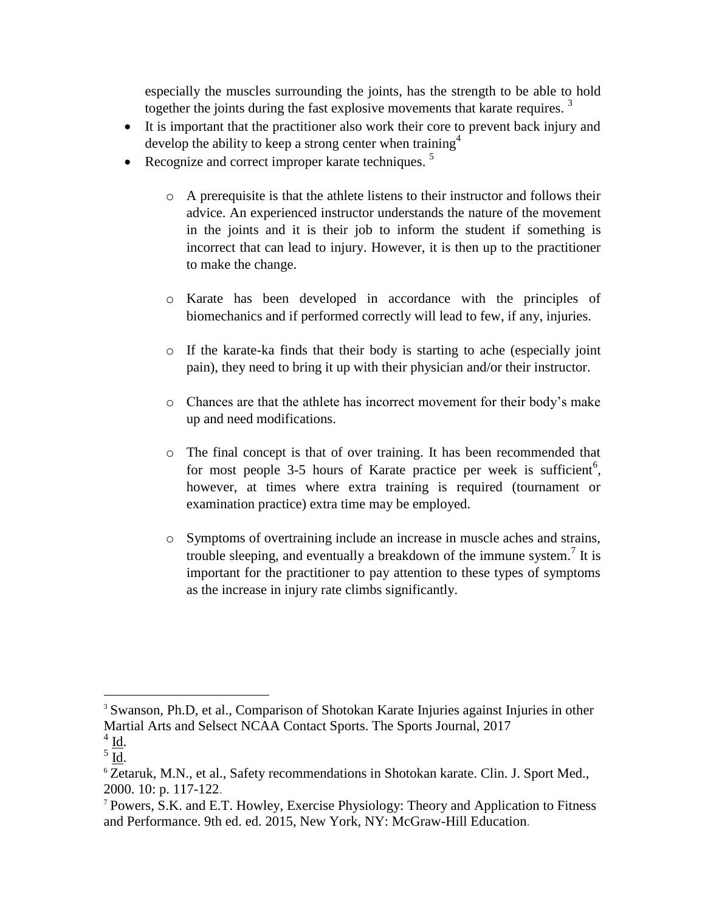especially the muscles surrounding the joints, has the strength to be able to hold together the joints during the fast explosive movements that karate requires. [3]

- It is important that the practitioner also work their core to prevent back injury and develop the ability to keep a strong center when training[4]
- Recognize and correct improper karate techniques. [5]
    - A prerequisite is that the athlete listens to their instructor and follows their advice. An experienced instructor understands the nature of the movement in the joints and it is their job to inform the student if something is incorrect that can lead to injury. However, it is then up to the practitioner to make the change.
    - Karate has been developed in accordance with the principles of biomechanics and if performed correctly will lead to few, if any, injuries.
    - If the karate-ka finds that their body is starting to ache (especially joint pain), they need to bring it up with their physician and/or their instructor.
    - Chances are that the athlete has incorrect movement for their body's make up and need modifications.
    - The final concept is that of over training. It has been recommended that for most people 3-5 hours of Karate practice per week is sufficient[6], however, at times where extra training is required (tournament or examination practice) extra time may be employed.
    - Symptoms of overtraining include an increase in muscle aches and strains, trouble sleeping, and eventually a breakdown of the immune system.[7] It is important for the practitioner to pay attention to these types of symptoms as the increase in injury rate climbs significantly.

---

[3] Swanson, Ph.D, et al., Comparison of Shotokan Karate Injuries against Injuries in other Martial Arts and Selsect NCAA Contact Sports. The Sports Journal, 2017

[4] Id.

[5] Id.

[6] Zetaruk, M.N., et al., Safety recommendations in Shotokan karate. Clin. J. Sport Med., 2000. 10: p. 117-122.

[7] Powers, S.K. and E.T. Howley, Exercise Physiology: Theory and Application to Fitness and Performance. 9th ed. ed. 2015, New York, NY: McGraw-Hill Education.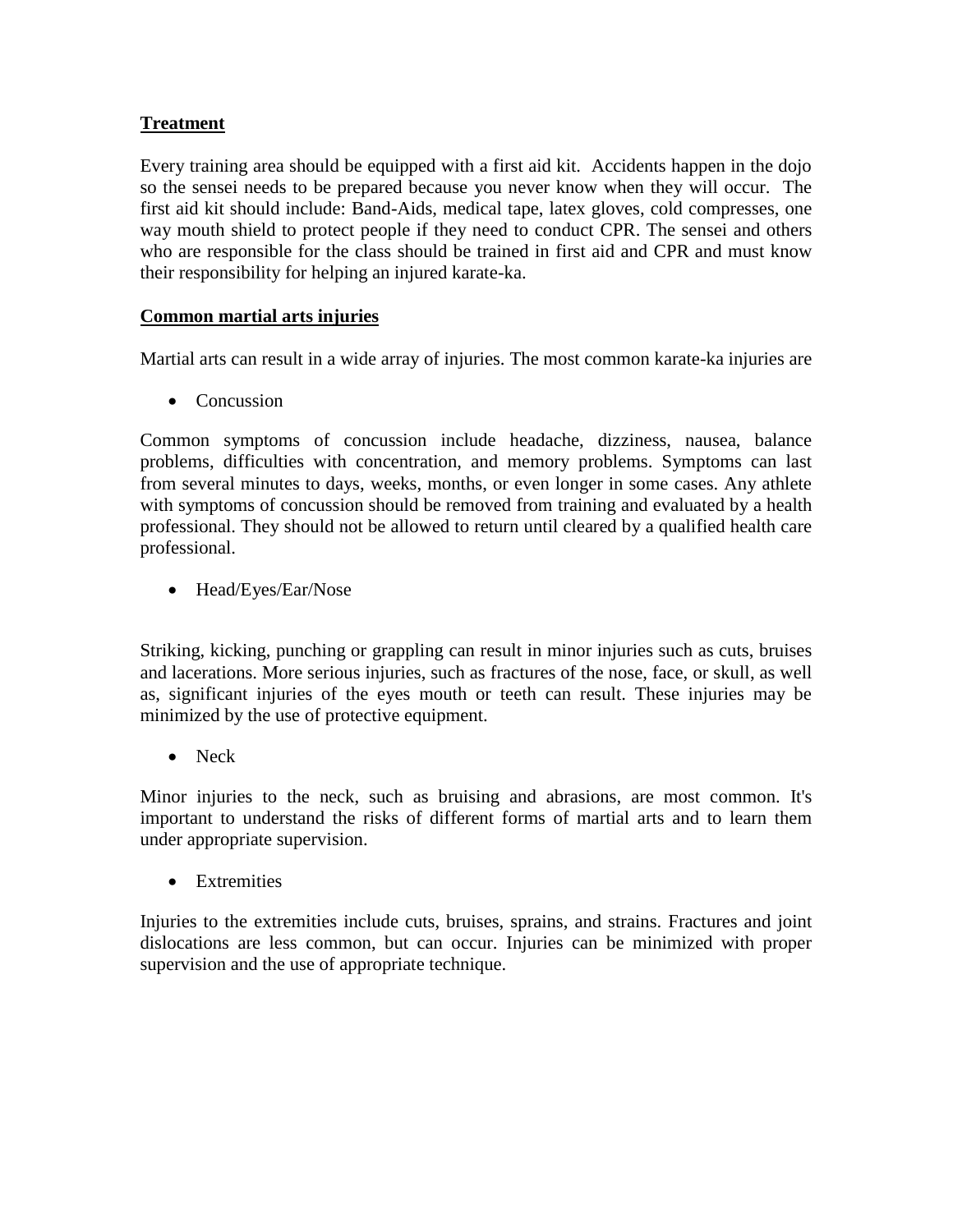**Treatment**

Every training area should be equipped with a first aid kit. Accidents happen in the dojo so the sensei needs to be prepared because you never know when they will occur. The first aid kit should include: Band-Aids, medical tape, latex gloves, cold compresses, one way mouth shield to protect people if they need to conduct CPR. The sensei and others who are responsible for the class should be trained in first aid and CPR and must know their responsibility for helping an injured karate-ka.

**Common martial arts injuries**

Martial arts can result in a wide array of injuries. The most common karate-ka injuries are

- Concussion

Common symptoms of concussion include headache, dizziness, nausea, balance problems, difficulties with concentration, and memory problems. Symptoms can last from several minutes to days, weeks, months, or even longer in some cases. Any athlete with symptoms of concussion should be removed from training and evaluated by a health professional. They should not be allowed to return until cleared by a qualified health care professional.

- Head/Eyes/Ear/Nose

Striking, kicking, punching or grappling can result in minor injuries such as cuts, bruises and lacerations. More serious injuries, such as fractures of the nose, face, or skull, as well as, significant injuries of the eyes mouth or teeth can result. These injuries may be minimized by the use of protective equipment.

- Neck

Minor injuries to the neck, such as bruising and abrasions, are most common. It's important to understand the risks of different forms of martial arts and to learn them under appropriate supervision.

- Extremities

Injuries to the extremities include cuts, bruises, sprains, and strains. Fractures and joint dislocations are less common, but can occur. Injuries can be minimized with proper supervision and the use of appropriate technique.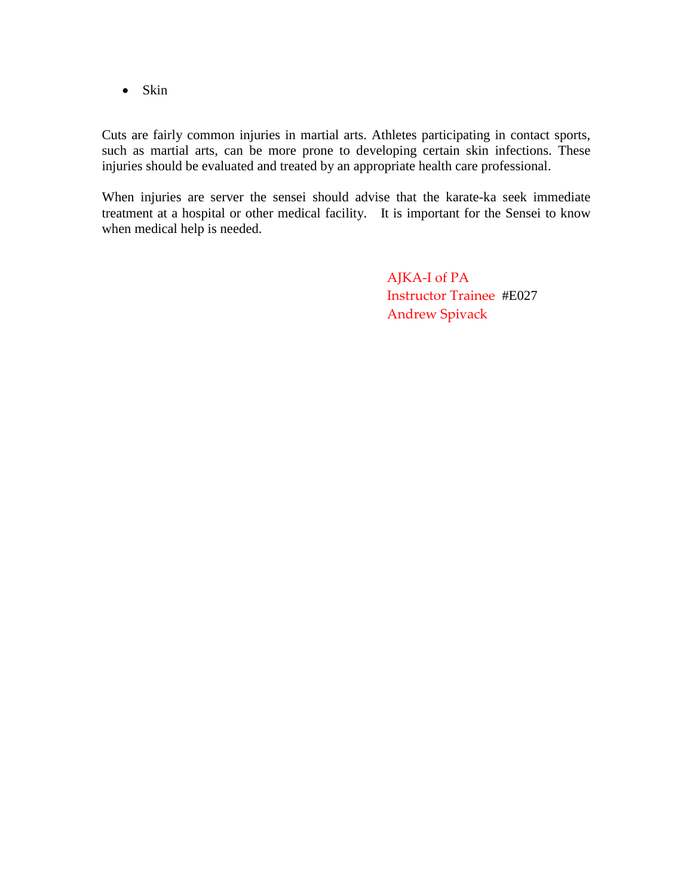- Skin

Cuts are fairly common injuries in martial arts. Athletes participating in contact sports, such as martial arts, can be more prone to developing certain skin infections. These injuries should be evaluated and treated by an appropriate health care professional.

When injuries are server the sensei should advise that the karate-ka seek immediate treatment at a hospital or other medical facility. It is important for the Sensei to know when medical help is needed.

AJKA-I of PA
Instructor Trainee #E027
Andrew Spivack